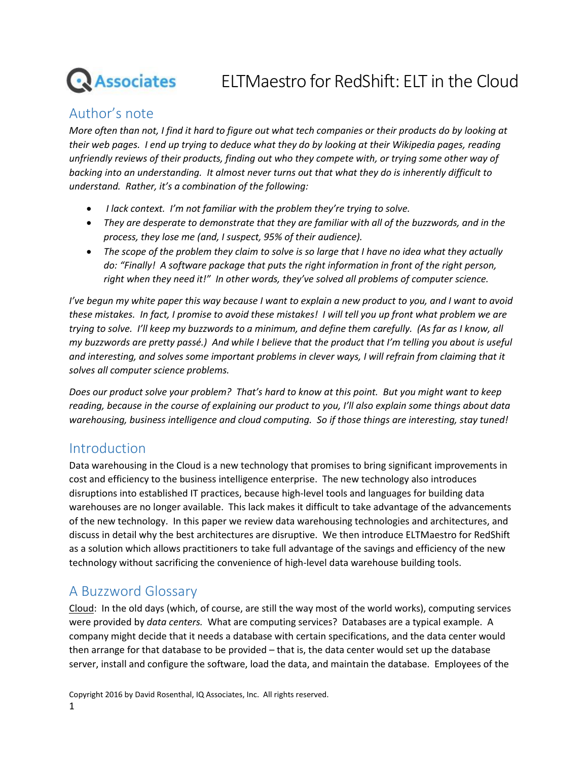# ELTMaestro for RedShift: ELT in the Cloud

## Author's note

*More often than not, I find it hard to figure out what tech companies or their products do by looking at their web pages. I end up trying to deduce what they do by looking at their Wikipedia pages, reading unfriendly reviews of their products, finding out who they compete with, or trying some other way of backing into an understanding. It almost never turns out that what they do is inherently difficult to understand. Rather, it's a combination of the following:*

- *I lack context. I'm not familiar with the problem they're trying to solve.*
- *They are desperate to demonstrate that they are familiar with all of the buzzwords, and in the process, they lose me (and, I suspect, 95% of their audience).*
- *The scope of the problem they claim to solve is so large that I have no idea what they actually do: "Finally! A software package that puts the right information in front of the right person, right when they need it!" In other words, they've solved all problems of computer science.*

*I've begun my white paper this way because I want to explain a new product to you, and I want to avoid these mistakes. In fact, I promise to avoid these mistakes! I will tell you up front what problem we are trying to solve. I'll keep my buzzwords to a minimum, and define them carefully. (As far as I know, all my buzzwords are pretty passé.) And while I believe that the product that I'm telling you about is useful and interesting, and solves some important problems in clever ways, I will refrain from claiming that it solves all computer science problems.*

*Does our product solve your problem? That's hard to know at this point. But you might want to keep reading, because in the course of explaining our product to you, I'll also explain some things about data warehousing, business intelligence and cloud computing. So if those things are interesting, stay tuned!*

## Introduction

Data warehousing in the Cloud is a new technology that promises to bring significant improvements in cost and efficiency to the business intelligence enterprise. The new technology also introduces disruptions into established IT practices, because high-level tools and languages for building data warehouses are no longer available. This lack makes it difficult to take advantage of the advancements of the new technology. In this paper we review data warehousing technologies and architectures, and discuss in detail why the best architectures are disruptive. We then introduce ELTMaestro for RedShift as a solution which allows practitioners to take full advantage of the savings and efficiency of the new technology without sacrificing the convenience of high-level data warehouse building tools.

## A Buzzword Glossary

Cloud: In the old days (which, of course, are still the way most of the world works), computing services were provided by *data centers.* What are computing services? Databases are a typical example. A company might decide that it needs a database with certain specifications, and the data center would then arrange for that database to be provided – that is, the data center would set up the database server, install and configure the software, load the data, and maintain the database. Employees of the

Copyright 2016 by David Rosenthal, IQ Associates, Inc. All rights reserved.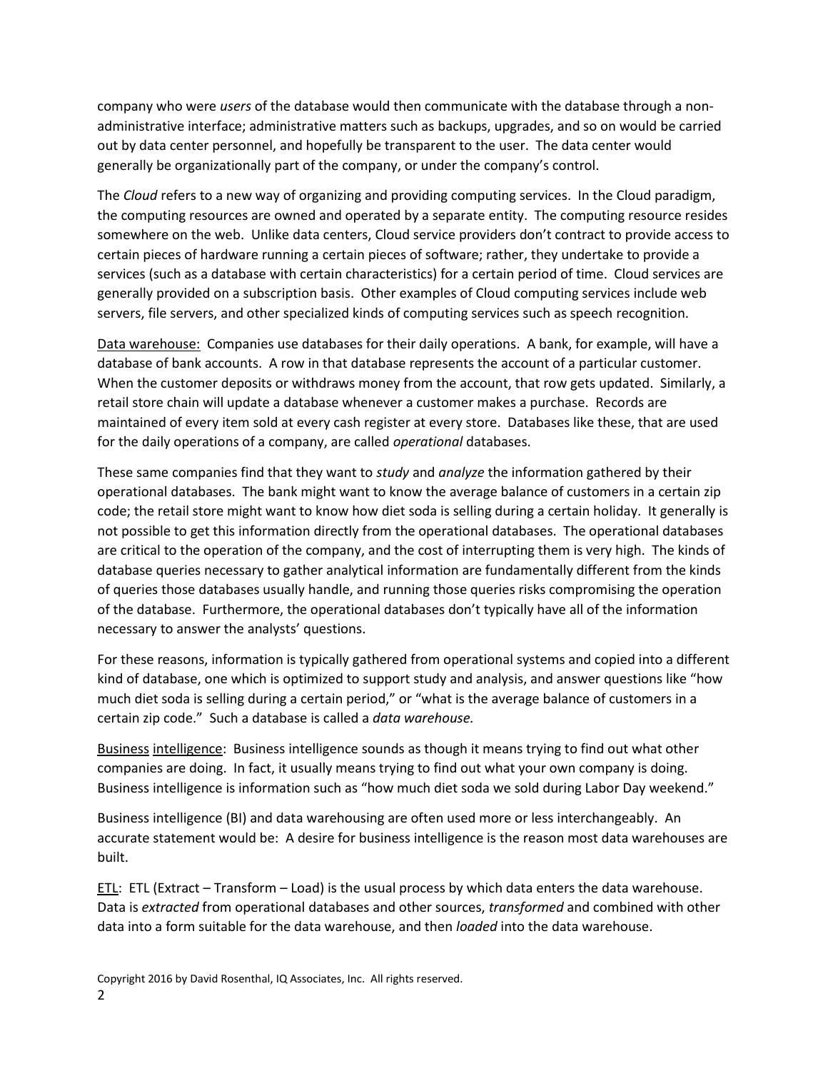company who were *users* of the database would then communicate with the database through a non-administrative interface; administrative matters such as backups, upgrades, and so on would be carried out by data center personnel, and hopefully be transparent to the user. The data center would generally be organizationally part of the company, or under the company's control.

The *Cloud* refers to a new way of organizing and providing computing services. In the Cloud paradigm, the computing resources are owned and operated by a separate entity. The computing resource resides somewhere on the web. Unlike data centers, Cloud service providers don't contract to provide access to certain pieces of hardware running a certain pieces of software; rather, they undertake to provide a services (such as a database with certain characteristics) for a certain period of time. Cloud services are generally provided on a subscription basis. Other examples of Cloud computing services include web servers, file servers, and other specialized kinds of computing services such as speech recognition.

<u>Data warehouse:</u> Companies use databases for their daily operations. A bank, for example, will have a database of bank accounts. A row in that database represents the account of a particular customer. When the customer deposits or withdraws money from the account, that row gets updated. Similarly, a retail store chain will update a database whenever a customer makes a purchase. Records are maintained of every item sold at every cash register at every store. Databases like these, that are used for the daily operations of a company, are called *operational* databases.

These same companies find that they want to *study* and *analyze* the information gathered by their operational databases. The bank might want to know the average balance of customers in a certain zip code; the retail store might want to know how diet soda is selling during a certain holiday. It generally is not possible to get this information directly from the operational databases. The operational databases are critical to the operation of the company, and the cost of interrupting them is very high. The kinds of database queries necessary to gather analytical information are fundamentally different from the kinds of queries those databases usually handle, and running those queries risks compromising the operation of the database. Furthermore, the operational databases don't typically have all of the information necessary to answer the analysts' questions.

For these reasons, information is typically gathered from operational systems and copied into a different kind of database, one which is optimized to support study and analysis, and answer questions like "how much diet soda is selling during a certain period," or "what is the average balance of customers in a certain zip code." Such a database is called a *data warehouse.*

<u>Business intelligence</u>: Business intelligence sounds as though it means trying to find out what other companies are doing. In fact, it usually means trying to find out what your own company is doing. Business intelligence is information such as "how much diet soda we sold during Labor Day weekend."

Business intelligence (BI) and data warehousing are often used more or less interchangeably. An accurate statement would be: A desire for business intelligence is the reason most data warehouses are built.

<u>ETL</u>: ETL (Extract – Transform – Load) is the usual process by which data enters the data warehouse. Data is *extracted* from operational databases and other sources, *transformed* and combined with other data into a form suitable for the data warehouse, and then *loaded* into the data warehouse.

Copyright 2016 by David Rosenthal, IQ Associates, Inc. All rights reserved.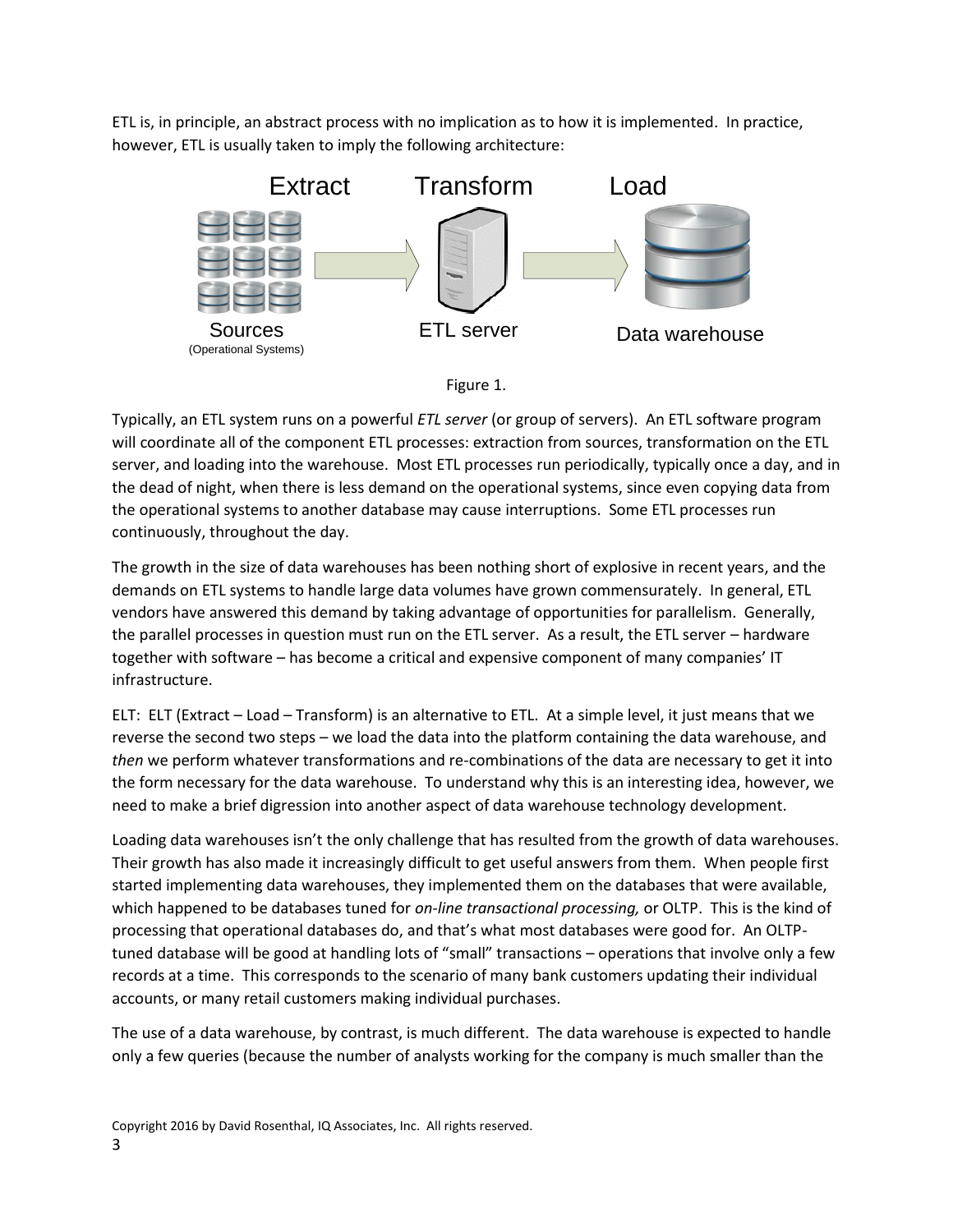ETL is, in principle, an abstract process with no implication as to how it is implemented. In practice, however, ETL is usually taken to imply the following architecture:

Figure 1.

Typically, an ETL system runs on a powerful *ETL server* (or group of servers). An ETL software program will coordinate all of the component ETL processes: extraction from sources, transformation on the ETL server, and loading into the warehouse. Most ETL processes run periodically, typically once a day, and in the dead of night, when there is less demand on the operational systems, since even copying data from the operational systems to another database may cause interruptions. Some ETL processes run continuously, throughout the day.

The growth in the size of data warehouses has been nothing short of explosive in recent years, and the demands on ETL systems to handle large data volumes have grown commensurately. In general, ETL vendors have answered this demand by taking advantage of opportunities for parallelism. Generally, the parallel processes in question must run on the ETL server. As a result, the ETL server – hardware together with software – has become a critical and expensive component of many companies' IT infrastructure.

ELT: ELT (Extract – Load – Transform) is an alternative to ETL. At a simple level, it just means that we reverse the second two steps – we load the data into the platform containing the data warehouse, and *then* we perform whatever transformations and re-combinations of the data are necessary to get it into the form necessary for the data warehouse. To understand why this is an interesting idea, however, we need to make a brief digression into another aspect of data warehouse technology development.

Loading data warehouses isn't the only challenge that has resulted from the growth of data warehouses. Their growth has also made it increasingly difficult to get useful answers from them. When people first started implementing data warehouses, they implemented them on the databases that were available, which happened to be databases tuned for *on-line transactional processing,* or OLTP. This is the kind of processing that operational databases do, and that's what most databases were good for. An OLTP-tuned database will be good at handling lots of "small" transactions – operations that involve only a few records at a time. This corresponds to the scenario of many bank customers updating their individual accounts, or many retail customers making individual purchases.

The use of a data warehouse, by contrast, is much different. The data warehouse is expected to handle only a few queries (because the number of analysts working for the company is much smaller than the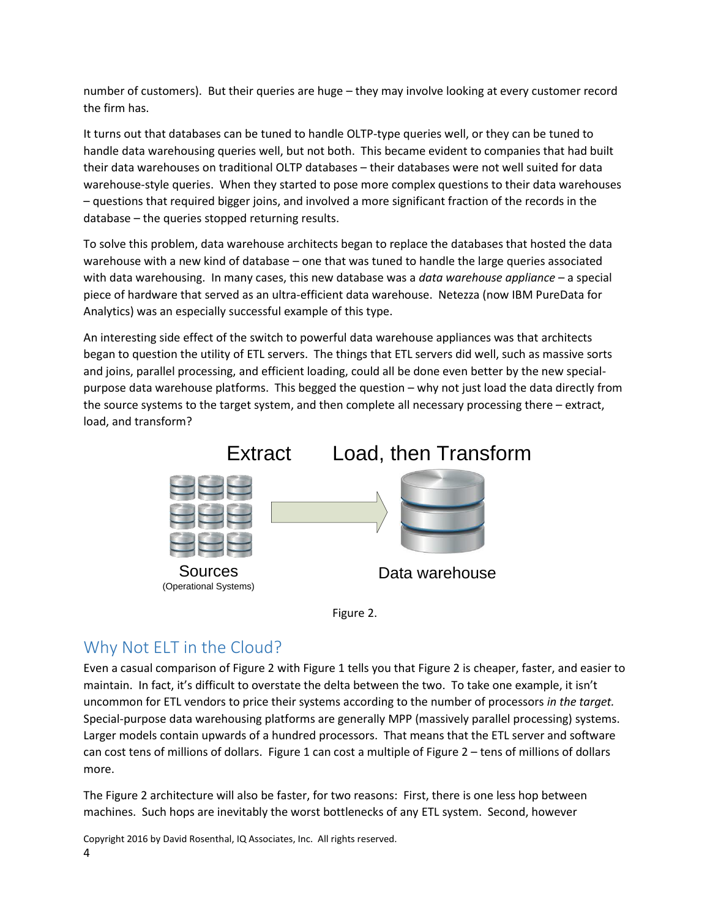number of customers). But their queries are huge – they may involve looking at every customer record the firm has.

It turns out that databases can be tuned to handle OLTP-type queries well, or they can be tuned to handle data warehousing queries well, but not both. This became evident to companies that had built their data warehouses on traditional OLTP databases – their databases were not well suited for data warehouse-style queries. When they started to pose more complex questions to their data warehouses – questions that required bigger joins, and involved a more significant fraction of the records in the database – the queries stopped returning results.

To solve this problem, data warehouse architects began to replace the databases that hosted the data warehouse with a new kind of database – one that was tuned to handle the large queries associated with data warehousing. In many cases, this new database was a *data warehouse appliance* – a special piece of hardware that served as an ultra-efficient data warehouse. Netezza (now IBM PureData for Analytics) was an especially successful example of this type.

An interesting side effect of the switch to powerful data warehouse appliances was that architects began to question the utility of ETL servers. The things that ETL servers did well, such as massive sorts and joins, parallel processing, and efficient loading, could all be done even better by the new special-purpose data warehouse platforms. This begged the question – why not just load the data directly from the source systems to the target system, and then complete all necessary processing there – extract, load, and transform?

Extract — Load, then Transform

Sources (Operational Systems) → Data warehouse

Figure 2.

## Why Not ELT in the Cloud?

Even a casual comparison of Figure 2 with Figure 1 tells you that Figure 2 is cheaper, faster, and easier to maintain. In fact, it's difficult to overstate the delta between the two. To take one example, it isn't uncommon for ETL vendors to price their systems according to the number of processors *in the target.* Special-purpose data warehousing platforms are generally MPP (massively parallel processing) systems. Larger models contain upwards of a hundred processors. That means that the ETL server and software can cost tens of millions of dollars. Figure 1 can cost a multiple of Figure 2 – tens of millions of dollars more.

The Figure 2 architecture will also be faster, for two reasons: First, there is one less hop between machines. Such hops are inevitably the worst bottlenecks of any ETL system. Second, however

Copyright 2016 by David Rosenthal, IQ Associates, Inc. All rights reserved.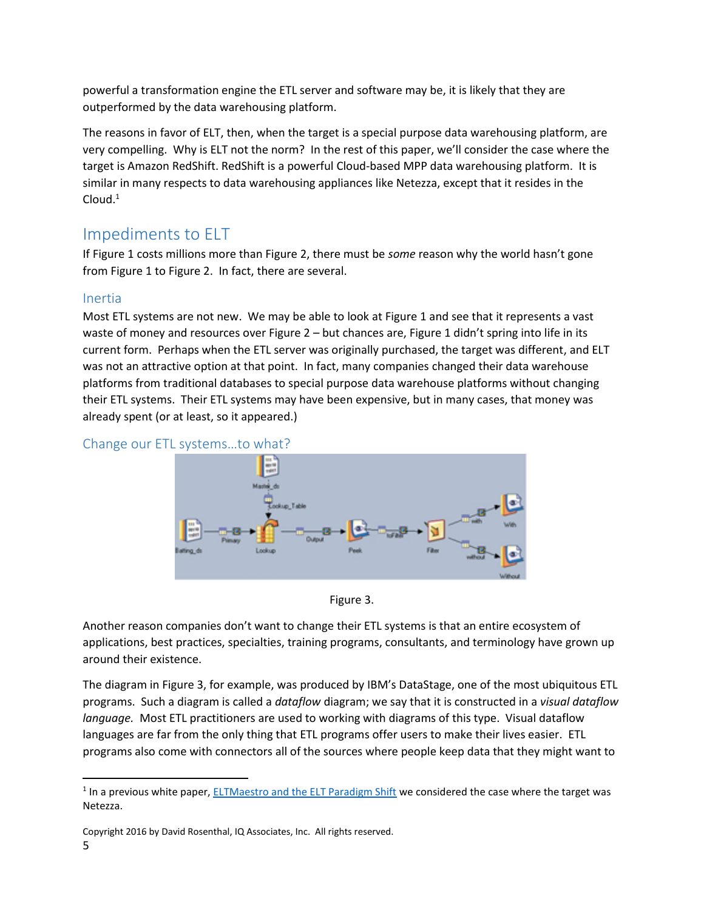powerful a transformation engine the ETL server and software may be, it is likely that they are outperformed by the data warehousing platform.

The reasons in favor of ELT, then, when the target is a special purpose data warehousing platform, are very compelling. Why is ELT not the norm? In the rest of this paper, we'll consider the case where the target is Amazon RedShift. RedShift is a powerful Cloud-based MPP data warehousing platform. It is similar in many respects to data warehousing appliances like Netezza, except that it resides in the Cloud.[1]

## Impediments to ELT

If Figure 1 costs millions more than Figure 2, there must be *some* reason why the world hasn't gone from Figure 1 to Figure 2. In fact, there are several.

### Inertia

Most ETL systems are not new. We may be able to look at Figure 1 and see that it represents a vast waste of money and resources over Figure 2 – but chances are, Figure 1 didn't spring into life in its current form. Perhaps when the ETL server was originally purchased, the target was different, and ELT was not an attractive option at that point. In fact, many companies changed their data warehouse platforms from traditional databases to special purpose data warehouse platforms without changing their ETL systems. Their ETL systems may have been expensive, but in many cases, that money was already spent (or at least, so it appeared.)

### Change our ETL systems…to what?

Figure 3.

Another reason companies don't want to change their ETL systems is that an entire ecosystem of applications, best practices, specialties, training programs, consultants, and terminology have grown up around their existence.

The diagram in Figure 3, for example, was produced by IBM's DataStage, one of the most ubiquitous ETL programs. Such a diagram is called a *dataflow* diagram; we say that it is constructed in a *visual dataflow language.* Most ETL practitioners are used to working with diagrams of this type. Visual dataflow languages are far from the only thing that ETL programs offer users to make their lives easier. ETL programs also come with connectors all of the sources where people keep data that they might want to

[1] In a previous white paper, ELTMaestro and the ELT Paradigm Shift we considered the case where the target was Netezza.

Copyright 2016 by David Rosenthal, IQ Associates, Inc. All rights reserved.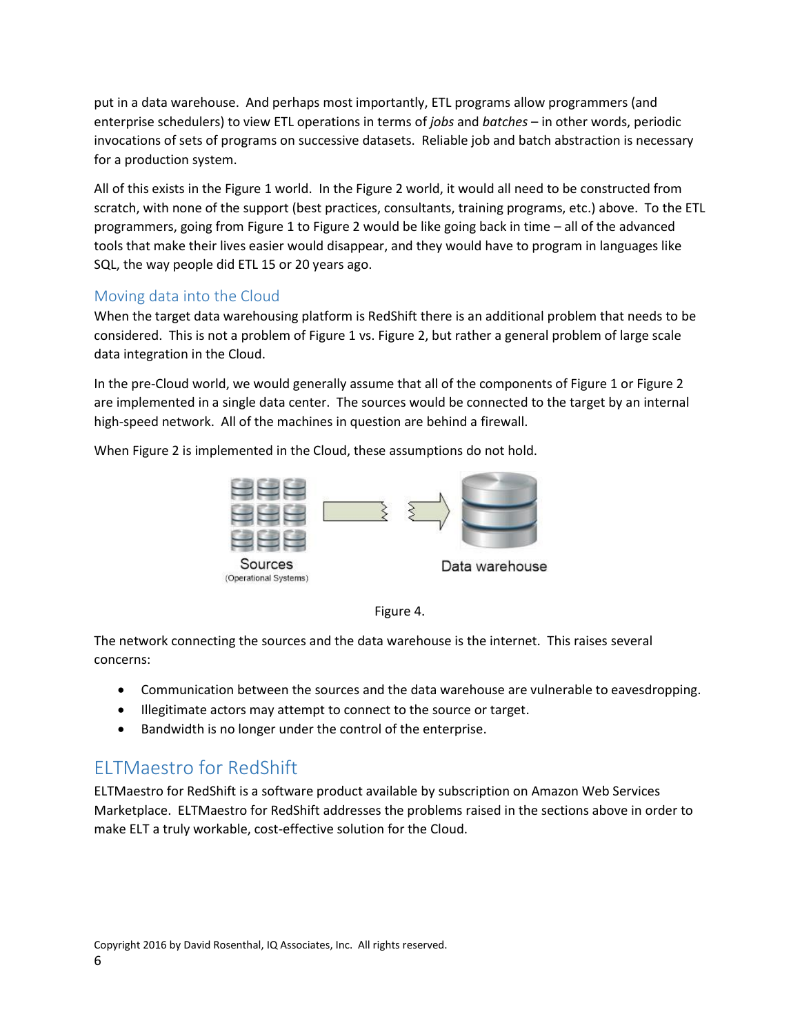put in a data warehouse. And perhaps most importantly, ETL programs allow programmers (and enterprise schedulers) to view ETL operations in terms of *jobs* and *batches* – in other words, periodic invocations of sets of programs on successive datasets. Reliable job and batch abstraction is necessary for a production system.

All of this exists in the Figure 1 world. In the Figure 2 world, it would all need to be constructed from scratch, with none of the support (best practices, consultants, training programs, etc.) above. To the ETL programmers, going from Figure 1 to Figure 2 would be like going back in time – all of the advanced tools that make their lives easier would disappear, and they would have to program in languages like SQL, the way people did ETL 15 or 20 years ago.

### Moving data into the Cloud

When the target data warehousing platform is RedShift there is an additional problem that needs to be considered. This is not a problem of Figure 1 vs. Figure 2, but rather a general problem of large scale data integration in the Cloud.

In the pre-Cloud world, we would generally assume that all of the components of Figure 1 or Figure 2 are implemented in a single data center. The sources would be connected to the target by an internal high-speed network. All of the machines in question are behind a firewall.

When Figure 2 is implemented in the Cloud, these assumptions do not hold.

Sources
(Operational Systems)

Data warehouse

Figure 4.

The network connecting the sources and the data warehouse is the internet. This raises several concerns:

- Communication between the sources and the data warehouse are vulnerable to eavesdropping.
- Illegitimate actors may attempt to connect to the source or target.
- Bandwidth is no longer under the control of the enterprise.

## ELTMaestro for RedShift

ELTMaestro for RedShift is a software product available by subscription on Amazon Web Services Marketplace. ELTMaestro for RedShift addresses the problems raised in the sections above in order to make ELT a truly workable, cost-effective solution for the Cloud.

Copyright 2016 by David Rosenthal, IQ Associates, Inc. All rights reserved.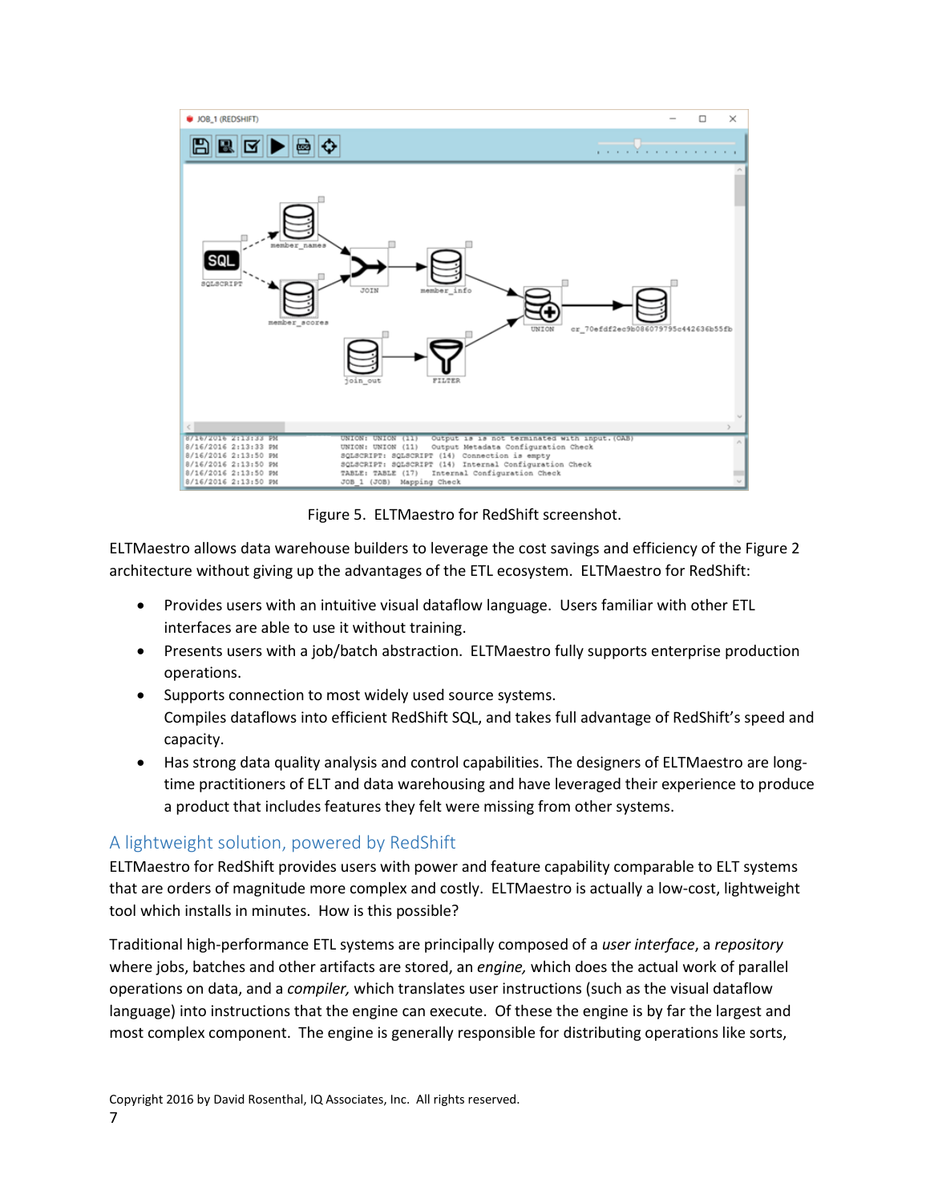Figure 5. ELTMaestro for RedShift screenshot.

ELTMaestro allows data warehouse builders to leverage the cost savings and efficiency of the Figure 2 architecture without giving up the advantages of the ETL ecosystem. ELTMaestro for RedShift:

- Provides users with an intuitive visual dataflow language. Users familiar with other ETL interfaces are able to use it without training.
- Presents users with a job/batch abstraction. ELTMaestro fully supports enterprise production operations.
- Supports connection to most widely used source systems.
  Compiles dataflows into efficient RedShift SQL, and takes full advantage of RedShift's speed and capacity.
- Has strong data quality analysis and control capabilities. The designers of ELTMaestro are long-time practitioners of ELT and data warehousing and have leveraged their experience to produce a product that includes features they felt were missing from other systems.

## A lightweight solution, powered by RedShift

ELTMaestro for RedShift provides users with power and feature capability comparable to ELT systems that are orders of magnitude more complex and costly. ELTMaestro is actually a low-cost, lightweight tool which installs in minutes. How is this possible?

Traditional high-performance ETL systems are principally composed of a *user interface*, a *repository* where jobs, batches and other artifacts are stored, an *engine,* which does the actual work of parallel operations on data, and a *compiler,* which translates user instructions (such as the visual dataflow language) into instructions that the engine can execute. Of these the engine is by far the largest and most complex component. The engine is generally responsible for distributing operations like sorts,

Copyright 2016 by David Rosenthal, IQ Associates, Inc. All rights reserved.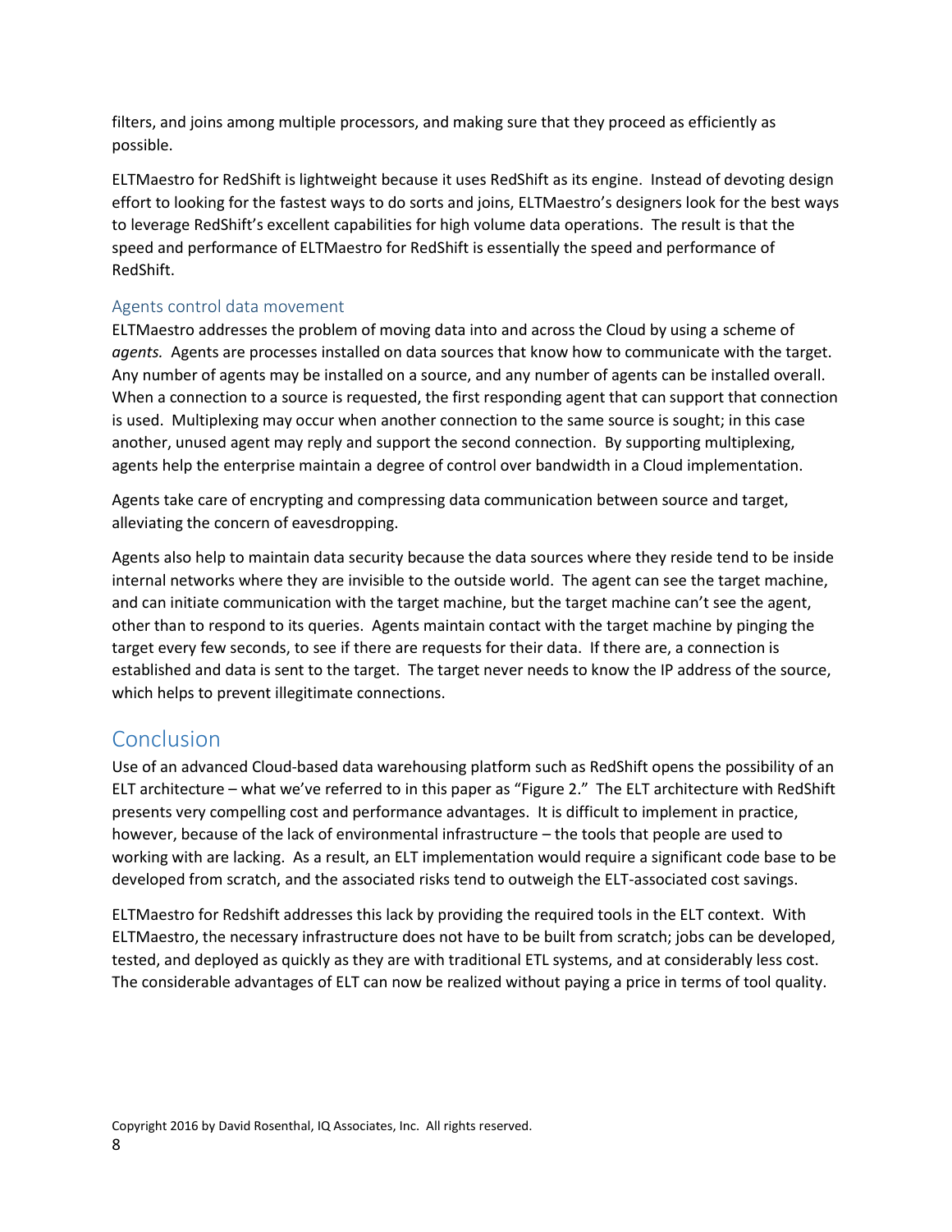filters, and joins among multiple processors, and making sure that they proceed as efficiently as possible.

ELTMaestro for RedShift is lightweight because it uses RedShift as its engine. Instead of devoting design effort to looking for the fastest ways to do sorts and joins, ELTMaestro's designers look for the best ways to leverage RedShift's excellent capabilities for high volume data operations. The result is that the speed and performance of ELTMaestro for RedShift is essentially the speed and performance of RedShift.

### Agents control data movement

ELTMaestro addresses the problem of moving data into and across the Cloud by using a scheme of *agents.* Agents are processes installed on data sources that know how to communicate with the target. Any number of agents may be installed on a source, and any number of agents can be installed overall. When a connection to a source is requested, the first responding agent that can support that connection is used. Multiplexing may occur when another connection to the same source is sought; in this case another, unused agent may reply and support the second connection. By supporting multiplexing, agents help the enterprise maintain a degree of control over bandwidth in a Cloud implementation.

Agents take care of encrypting and compressing data communication between source and target, alleviating the concern of eavesdropping.

Agents also help to maintain data security because the data sources where they reside tend to be inside internal networks where they are invisible to the outside world. The agent can see the target machine, and can initiate communication with the target machine, but the target machine can't see the agent, other than to respond to its queries. Agents maintain contact with the target machine by pinging the target every few seconds, to see if there are requests for their data. If there are, a connection is established and data is sent to the target. The target never needs to know the IP address of the source, which helps to prevent illegitimate connections.

## Conclusion

Use of an advanced Cloud-based data warehousing platform such as RedShift opens the possibility of an ELT architecture – what we've referred to in this paper as "Figure 2." The ELT architecture with RedShift presents very compelling cost and performance advantages. It is difficult to implement in practice, however, because of the lack of environmental infrastructure – the tools that people are used to working with are lacking. As a result, an ELT implementation would require a significant code base to be developed from scratch, and the associated risks tend to outweigh the ELT-associated cost savings.

ELTMaestro for Redshift addresses this lack by providing the required tools in the ELT context. With ELTMaestro, the necessary infrastructure does not have to be built from scratch; jobs can be developed, tested, and deployed as quickly as they are with traditional ETL systems, and at considerably less cost. The considerable advantages of ELT can now be realized without paying a price in terms of tool quality.